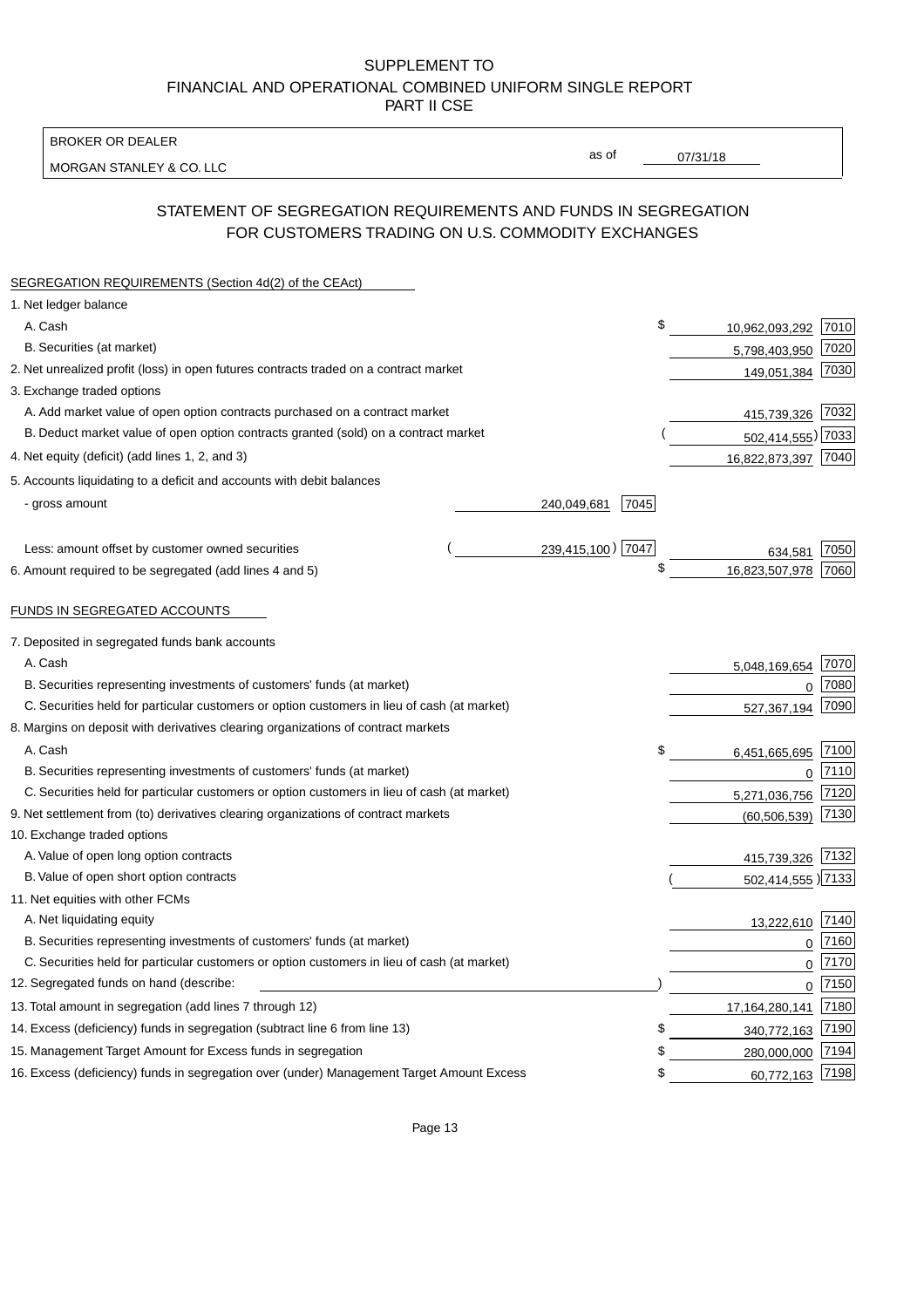SUPPLEMENT TO
FINANCIAL AND OPERATIONAL COMBINED UNIFORM SINGLE REPORT
PART II CSE

| BROKER OR DEALER | | |
|---|---|---|
| MORGAN STANLEY & CO. LLC | as of | 07/31/18 |

## STATEMENT OF SEGREGATION REQUIREMENTS AND FUNDS IN SEGREGATION FOR CUSTOMERS TRADING ON U.S. COMMODITY EXCHANGES

SEGREGATION REQUIREMENTS (Section 4d(2) of the CEAct)

| | | | | |
|---|---|---|---|---|
| 1. Net ledger balance | | | | |
| A. Cash | | | $ 10,962,093,292 | 7010 |
| B. Securities (at market) | | | 5,798,403,950 | 7020 |
| 2. Net unrealized profit (loss) in open futures contracts traded on a contract market | | | 149,051,384 | 7030 |
| 3. Exchange traded options | | | | |
| A. Add market value of open option contracts purchased on a contract market | | | 415,739,326 | 7032 |
| B. Deduct market value of open option contracts granted (sold) on a contract market | | | (502,414,555) | 7033 |
| 4. Net equity (deficit) (add lines 1, 2, and 3) | | | 16,822,873,397 | 7040 |
| 5. Accounts liquidating to a deficit and accounts with debit balances | | | | |
| - gross amount | 240,049,681 | 7045 | | |
| Less: amount offset by customer owned securities | (239,415,100) | 7047 | 634,581 | 7050 |
| 6. Amount required to be segregated (add lines 4 and 5) | | | $ 16,823,507,978 | 7060 |

FUNDS IN SEGREGATED ACCOUNTS

| | | |
|---|---|---|
| 7. Deposited in segregated funds bank accounts | | |
| A. Cash | 5,048,169,654 | 7070 |
| B. Securities representing investments of customers' funds (at market) | 0 | 7080 |
| C. Securities held for particular customers or option customers in lieu of cash (at market) | 527,367,194 | 7090 |
| 8. Margins on deposit with derivatives clearing organizations of contract markets | | |
| A. Cash | $ 6,451,665,695 | 7100 |
| B. Securities representing investments of customers' funds (at market) | 0 | 7110 |
| C. Securities held for particular customers or option customers in lieu of cash (at market) | 5,271,036,756 | 7120 |
| 9. Net settlement from (to) derivatives clearing organizations of contract markets | (60,506,539) | 7130 |
| 10. Exchange traded options | | |
| A. Value of open long option contracts | 415,739,326 | 7132 |
| B. Value of open short option contracts | (502,414,555) | 7133 |
| 11. Net equities with other FCMs | | |
| A. Net liquidating equity | 13,222,610 | 7140 |
| B. Securities representing investments of customers' funds (at market) | 0 | 7160 |
| C. Securities held for particular customers or option customers in lieu of cash (at market) | 0 | 7170 |
| 12. Segregated funds on hand (describe: ) | 0 | 7150 |
| 13. Total amount in segregation (add lines 7 through 12) | 17,164,280,141 | 7180 |
| 14. Excess (deficiency) funds in segregation (subtract line 6 from line 13) | $ 340,772,163 | 7190 |
| 15. Management Target Amount for Excess funds in segregation | $ 280,000,000 | 7194 |
| 16. Excess (deficiency) funds in segregation over (under) Management Target Amount Excess | $ 60,772,163 | 7198 |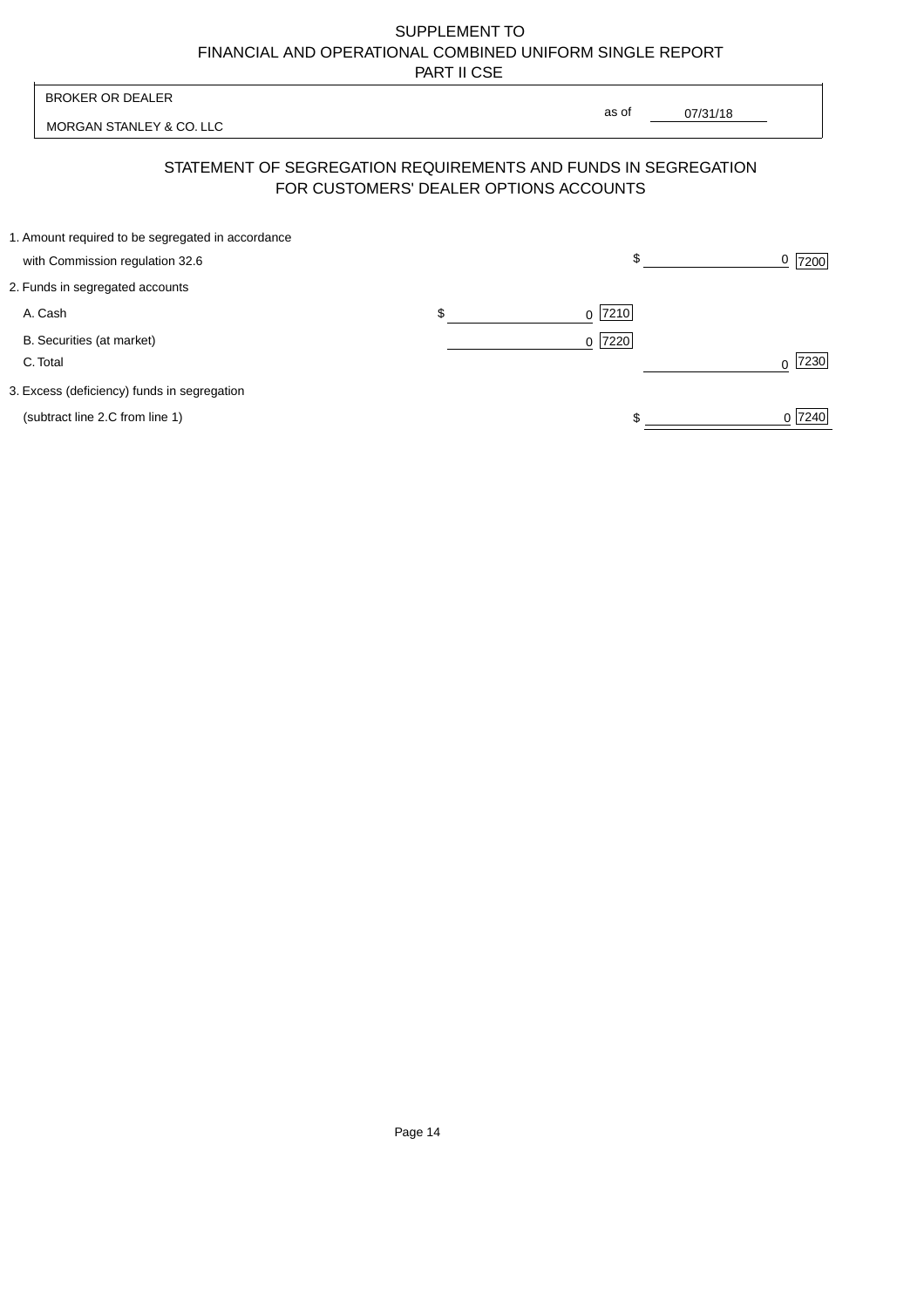SUPPLEMENT TO
FINANCIAL AND OPERATIONAL COMBINED UNIFORM SINGLE REPORT
PART II CSE

| BROKER OR DEALER | |
|---|---|
| MORGAN STANLEY & CO. LLC | as of 07/31/18 |

## STATEMENT OF SEGREGATION REQUIREMENTS AND FUNDS IN SEGREGATION FOR CUSTOMERS' DEALER OPTIONS ACCOUNTS

| | | |
|---|---|---|
| 1. Amount required to be segregated in accordance with Commission regulation 32.6 | | $ 0 [7200] |
| 2. Funds in segregated accounts | | |
| A. Cash | $ 0 [7210] | |
| B. Securities (at market) | 0 [7220] | |
| C. Total | | 0 [7230] |
| 3. Excess (deficiency) funds in segregation (subtract line 2.C from line 1) | | $ 0 [7240] |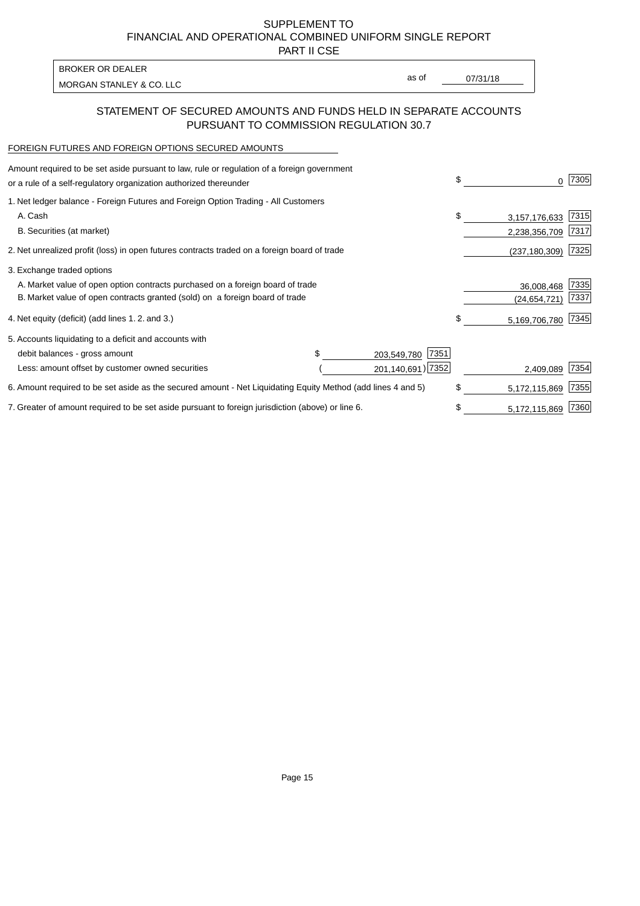SUPPLEMENT TO
FINANCIAL AND OPERATIONAL COMBINED UNIFORM SINGLE REPORT
PART II CSE

| BROKER OR DEALER | | |
|---|---|---|
| MORGAN STANLEY & CO. LLC | as of | 07/31/18 |

## STATEMENT OF SECURED AMOUNTS AND FUNDS HELD IN SEPARATE ACCOUNTS PURSUANT TO COMMISSION REGULATION 30.7

FOREIGN FUTURES AND FOREIGN OPTIONS SECURED AMOUNTS

| | | | | |
|---|---|---|---|---|
| Amount required to be set aside pursuant to law, rule or regulation of a foreign government or a rule of a self-regulatory organization authorized thereunder | | | $ 0 | 7305 |
| 1. Net ledger balance - Foreign Futures and Foreign Option Trading - All Customers | | | | |
| A. Cash | | | $ 3,157,176,633 | 7315 |
| B. Securities (at market) | | | 2,238,356,709 | 7317 |
| 2. Net unrealized profit (loss) in open futures contracts traded on a foreign board of trade | | | (237,180,309) | 7325 |
| 3. Exchange traded options | | | | |
| A. Market value of open option contracts purchased on a foreign board of trade | | | 36,008,468 | 7335 |
| B. Market value of open contracts granted (sold) on a foreign board of trade | | | (24,654,721) | 7337 |
| 4. Net equity (deficit) (add lines 1. 2. and 3.) | | | $ 5,169,706,780 | 7345 |
| 5. Accounts liquidating to a deficit and accounts with | | | | |
| debit balances - gross amount | $ 203,549,780 | 7351 | | |
| Less: amount offset by customer owned securities | (201,140,691) | 7352 | 2,409,089 | 7354 |
| 6. Amount required to be set aside as the secured amount - Net Liquidating Equity Method (add lines 4 and 5) | | | $ 5,172,115,869 | 7355 |
| 7. Greater of amount required to be set aside pursuant to foreign jurisdiction (above) or line 6. | | | $ 5,172,115,869 | 7360 |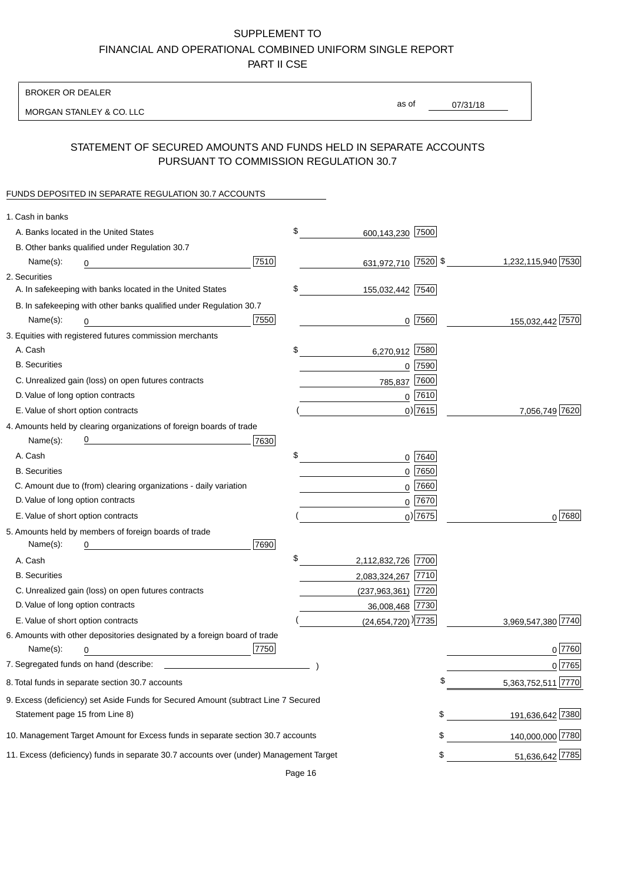# SUPPLEMENT TO
# FINANCIAL AND OPERATIONAL COMBINED UNIFORM SINGLE REPORT
# PART II CSE

| BROKER OR DEALER | | |
|---|---|---|
| MORGAN STANLEY & CO. LLC | as of | 07/31/18 |

## STATEMENT OF SECURED AMOUNTS AND FUNDS HELD IN SEPARATE ACCOUNTS PURSUANT TO COMMISSION REGULATION 30.7

FUNDS DEPOSITED IN SEPARATE REGULATION 30.7 ACCOUNTS

| | | | | |
|---|---|---|---|---|
| 1. Cash in banks | | | | |
| A. Banks located in the United States | | $ 600,143,230 | 7500 | |
| B. Other banks qualified under Regulation 30.7 | | | | |
| Name(s): 0 | 7510 | 631,972,710 | 7520 | $ 1,232,115,940 7530 |
| 2. Securities | | | | |
| A. In safekeeping with banks located in the United States | | $ 155,032,442 | 7540 | |
| B. In safekeeping with other banks qualified under Regulation 30.7 | | | | |
| Name(s): 0 | 7550 | 0 | 7560 | 155,032,442 7570 |
| 3. Equities with registered futures commission merchants | | | | |
| A. Cash | | $ 6,270,912 | 7580 | |
| B. Securities | | 0 | 7590 | |
| C. Unrealized gain (loss) on open futures contracts | | 785,837 | 7600 | |
| D. Value of long option contracts | | 0 | 7610 | |
| E. Value of short option contracts | | ( 0) | 7615 | 7,056,749 7620 |
| 4. Amounts held by clearing organizations of foreign boards of trade | | | | |
| Name(s): 0 | 7630 | | | |
| A. Cash | | $ 0 | 7640 | |
| B. Securities | | 0 | 7650 | |
| C. Amount due to (from) clearing organizations - daily variation | | 0 | 7660 | |
| D. Value of long option contracts | | 0 | 7670 | |
| E. Value of short option contracts | | ( 0) | 7675 | 0 7680 |
| 5. Amounts held by members of foreign boards of trade | | | | |
| Name(s): 0 | 7690 | | | |
| A. Cash | | $ 2,112,832,726 | 7700 | |
| B. Securities | | 2,083,324,267 | 7710 | |
| C. Unrealized gain (loss) on open futures contracts | | (237,963,361) | 7720 | |
| D. Value of long option contracts | | 36,008,468 | 7730 | |
| E. Value of short option contracts | | ( (24,654,720) ) | 7735 | 3,969,547,380 7740 |
| 6. Amounts with other depositories designated by a foreign board of trade | | | | |
| Name(s): 0 | 7750 | | | 0 7760 |
| 7. Segregated funds on hand (describe: ) | | | | 0 7765 |
| 8. Total funds in separate section 30.7 accounts | | | | $ 5,363,752,511 7770 |
| 9. Excess (deficiency) set Aside Funds for Secured Amount (subtract Line 7 Secured Statement page 15 from Line 8) | | | | $ 191,636,642 7380 |
| 10. Management Target Amount for Excess funds in separate section 30.7 accounts | | | | $ 140,000,000 7780 |
| 11. Excess (deficiency) funds in separate 30.7 accounts over (under) Management Target | | | | $ 51,636,642 7785 |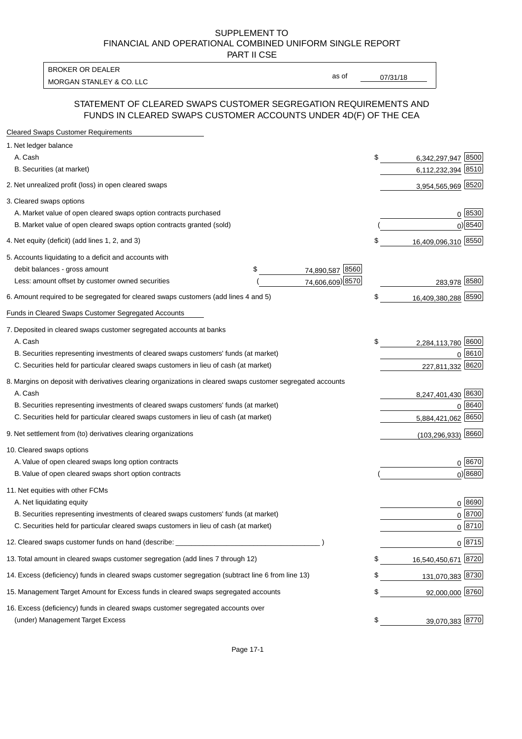SUPPLEMENT TO
FINANCIAL AND OPERATIONAL COMBINED UNIFORM SINGLE REPORT
PART II CSE

BROKER OR DEALER
MORGAN STANLEY & CO. LLC

as of 07/31/18

## STATEMENT OF CLEARED SWAPS CUSTOMER SEGREGATION REQUIREMENTS AND FUNDS IN CLEARED SWAPS CUSTOMER ACCOUNTS UNDER 4D(F) OF THE CEA

| | | | |
|---|---|---|---|
| **Cleared Swaps Customer Requirements** | | | |
| 1. Net ledger balance | | | |
| A. Cash | | $ 6,342,297,947 | 8500 |
| B. Securities (at market) | | 6,112,232,394 | 8510 |
| 2. Net unrealized profit (loss) in open cleared swaps | | 3,954,565,969 | 8520 |
| 3. Cleared swaps options | | | |
| A. Market value of open cleared swaps option contracts purchased | | 0 | 8530 |
| B. Market value of open cleared swaps option contracts granted (sold) | | ( 0) | 8540 |
| 4. Net equity (deficit) (add lines 1, 2, and 3) | | $ 16,409,096,310 | 8550 |
| 5. Accounts liquidating to a deficit and accounts with debit balances - gross amount | $ 74,890,587 [8560] | | |
| Less: amount offset by customer owned securities | ( 74,606,609) [8570] | 283,978 | 8580 |
| 6. Amount required to be segregated for cleared swaps customers (add lines 4 and 5) | | $ 16,409,380,288 | 8590 |
| **Funds in Cleared Swaps Customer Segregated Accounts** | | | |
| 7. Deposited in cleared swaps customer segregated accounts at banks | | | |
| A. Cash | | $ 2,284,113,780 | 8600 |
| B. Securities representing investments of cleared swaps customers' funds (at market) | | 0 | 8610 |
| C. Securities held for particular cleared swaps customers in lieu of cash (at market) | | 227,811,332 | 8620 |
| 8. Margins on deposit with derivatives clearing organizations in cleared swaps customer segregated accounts | | | |
| A. Cash | | 8,247,401,430 | 8630 |
| B. Securities representing investments of cleared swaps customers' funds (at market) | | 0 | 8640 |
| C. Securities held for particular cleared swaps customers in lieu of cash (at market) | | 5,884,421,062 | 8650 |
| 9. Net settlement from (to) derivatives clearing organizations | | (103,296,933) | 8660 |
| 10. Cleared swaps options | | | |
| A. Value of open cleared swaps long option contracts | | 0 | 8670 |
| B. Value of open cleared swaps short option contracts | | ( 0) | 8680 |
| 11. Net equities with other FCMs | | | |
| A. Net liquidating equity | | 0 | 8690 |
| B. Securities representing investments of cleared swaps customers' funds (at market) | | 0 | 8700 |
| C. Securities held for particular cleared swaps customers in lieu of cash (at market) | | 0 | 8710 |
| 12. Cleared swaps customer funds on hand (describe: ____________ ) | | 0 | 8715 |
| 13. Total amount in cleared swaps customer segregation (add lines 7 through 12) | | $ 16,540,450,671 | 8720 |
| 14. Excess (deficiency) funds in cleared swaps customer segregation (subtract line 6 from line 13) | | $ 131,070,383 | 8730 |
| 15. Management Target Amount for Excess funds in cleared swaps segregated accounts | | $ 92,000,000 | 8760 |
| 16. Excess (deficiency) funds in cleared swaps customer segregated accounts over (under) Management Target Excess | | $ 39,070,383 | 8770 |